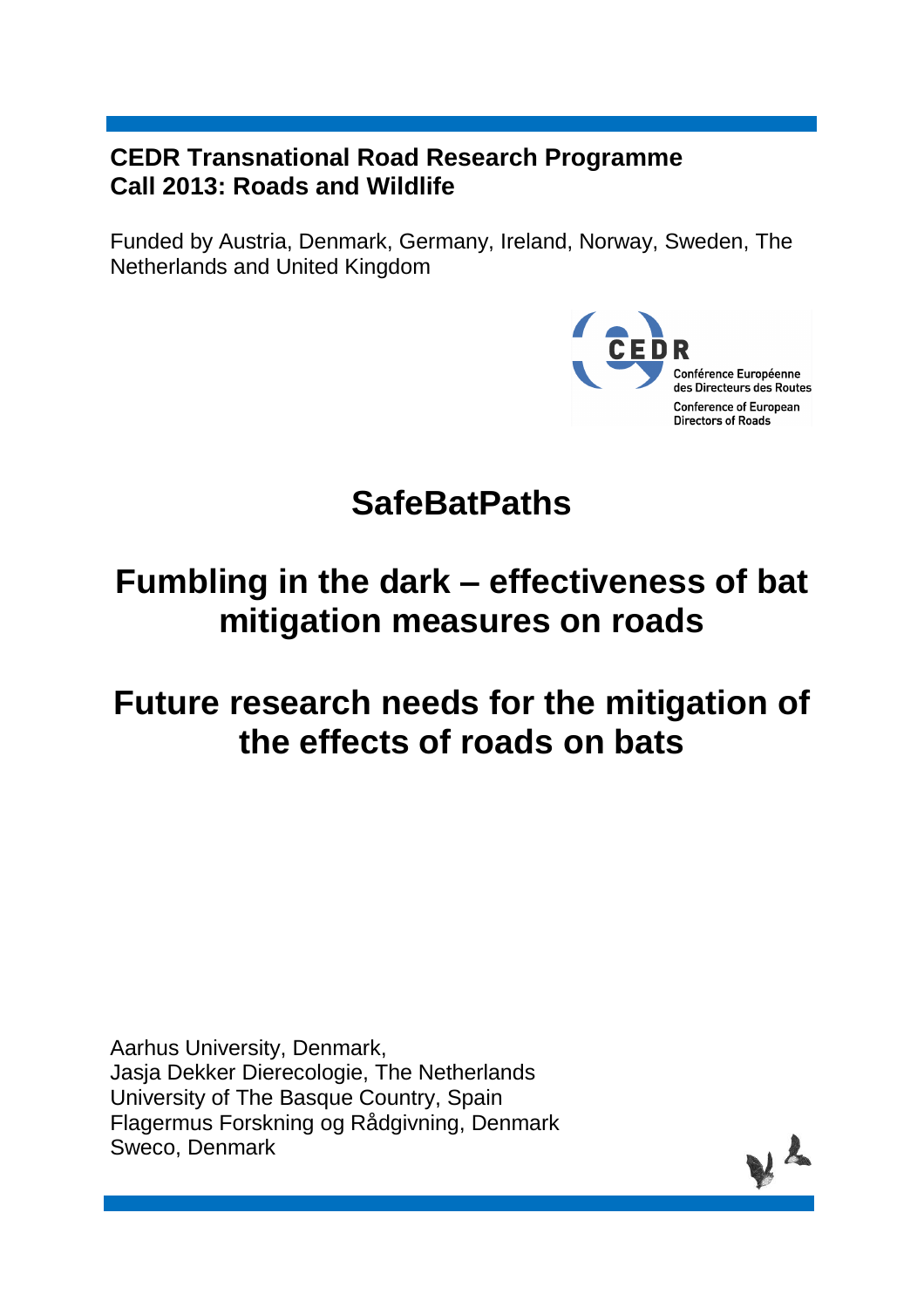**CEDR Transnational Road Research Programme**
**Call 2013: Roads and Wildlife**

Funded by Austria, Denmark, Germany, Ireland, Norway, Sweden, The Netherlands and United Kingdom

CEDR
Conférence Européenne des Directeurs des Routes
Conference of European Directors of Roads

# SafeBatPaths

# Fumbling in the dark – effectiveness of bat mitigation measures on roads

# Future research needs for the mitigation of the effects of roads on bats

Aarhus University, Denmark,
Jasja Dekker Dierecologie, The Netherlands
University of The Basque Country, Spain
Flagermus Forskning og Rådgivning, Denmark
Sweco, Denmark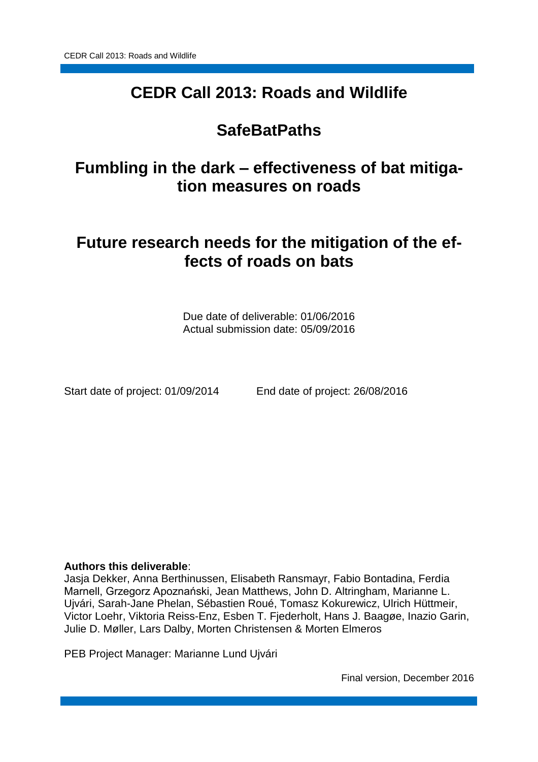# CEDR Call 2013: Roads and Wildlife

## SafeBatPaths

## Fumbling in the dark – effectiveness of bat mitigation measures on roads

## Future research needs for the mitigation of the effects of roads on bats

Due date of deliverable: 01/06/2016
Actual submission date: 05/09/2016

Start date of project: 01/09/2014 End date of project: 26/08/2016

**Authors this deliverable**:
Jasja Dekker, Anna Berthinussen, Elisabeth Ransmayr, Fabio Bontadina, Ferdia Marnell, Grzegorz Apoznański, Jean Matthews, John D. Altringham, Marianne L. Ujvári, Sarah-Jane Phelan, Sébastien Roué, Tomasz Kokurewicz, Ulrich Hüttmeir, Victor Loehr, Viktoria Reiss-Enz, Esben T. Fjederholt, Hans J. Baagøe, Inazio Garin, Julie D. Møller, Lars Dalby, Morten Christensen & Morten Elmeros

PEB Project Manager: Marianne Lund Ujvári

Final version, December 2016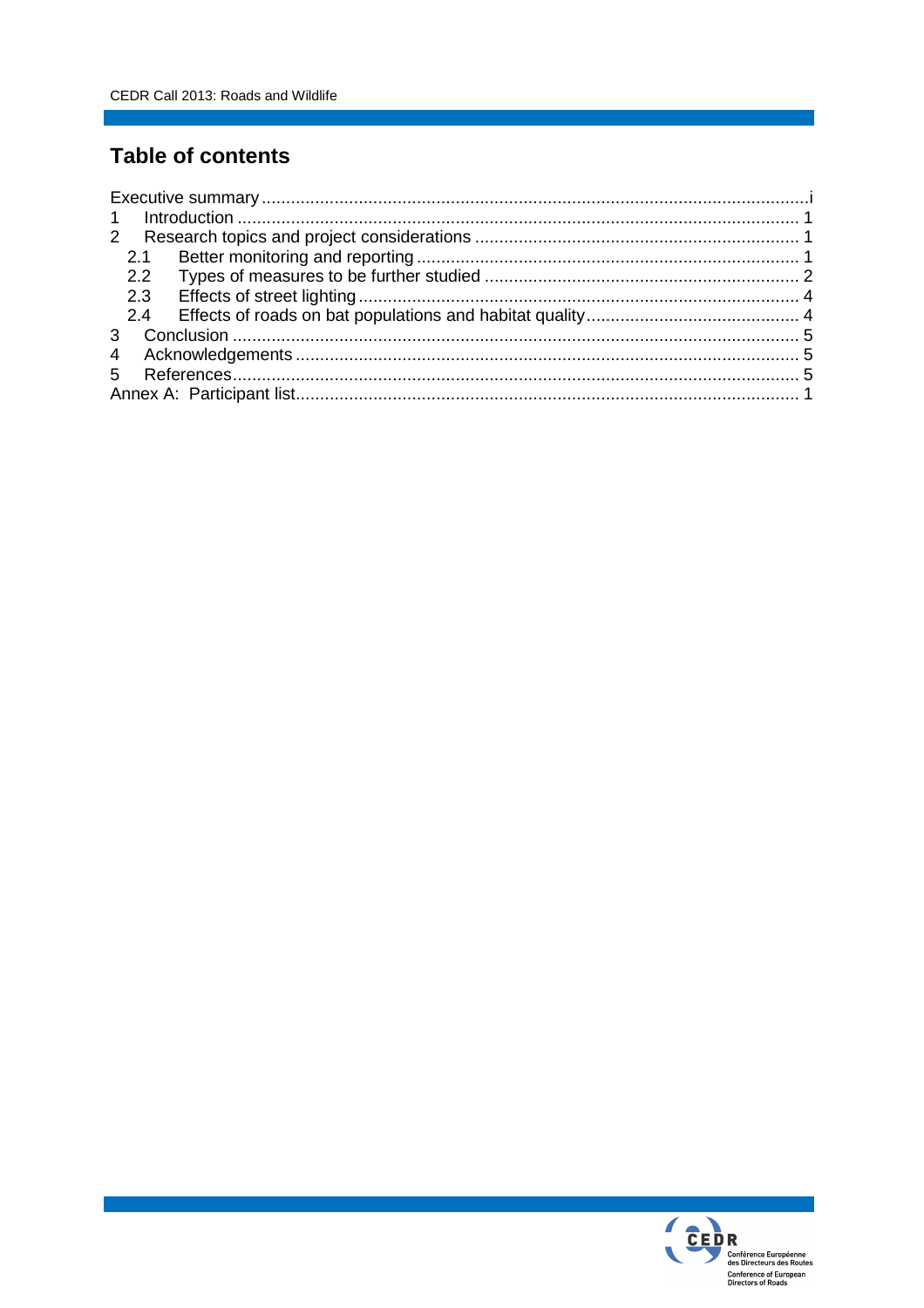# Table of contents

Executive summary .......... i

1 Introduction .......... 1

2 Research topics and project considerations .......... 1

  2.1 Better monitoring and reporting .......... 1

  2.2 Types of measures to be further studied .......... 2

  2.3 Effects of street lighting .......... 4

  2.4 Effects of roads on bat populations and habitat quality .......... 4

3 Conclusion .......... 5

4 Acknowledgements .......... 5

5 References .......... 5

Annex A: Participant list .......... 1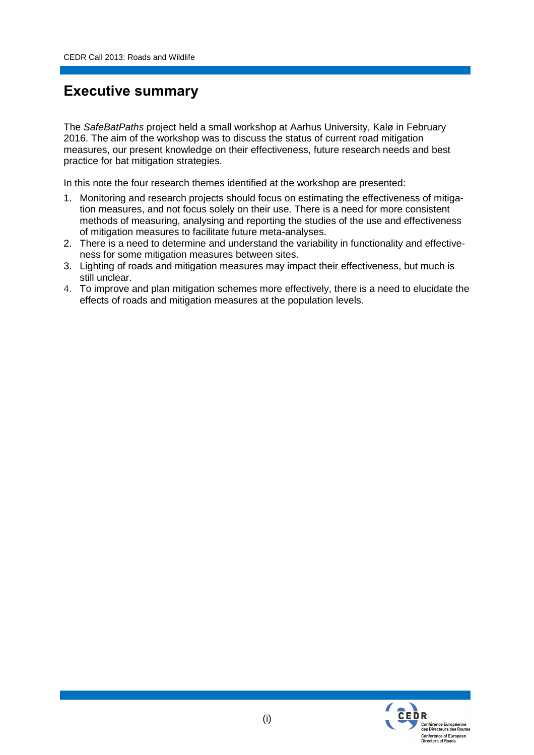# Executive summary

The *SafeBatPaths* project held a small workshop at Aarhus University, Kalø in February 2016. The aim of the workshop was to discuss the status of current road mitigation measures, our present knowledge on their effectiveness, future research needs and best practice for bat mitigation strategies.

In this note the four research themes identified at the workshop are presented:

1. Monitoring and research projects should focus on estimating the effectiveness of mitigation measures, and not focus solely on their use. There is a need for more consistent methods of measuring, analysing and reporting the studies of the use and effectiveness of mitigation measures to facilitate future meta-analyses.
2. There is a need to determine and understand the variability in functionality and effectiveness for some mitigation measures between sites.
3. Lighting of roads and mitigation measures may impact their effectiveness, but much is still unclear.
4. To improve and plan mitigation schemes more effectively, there is a need to elucidate the effects of roads and mitigation measures at the population levels.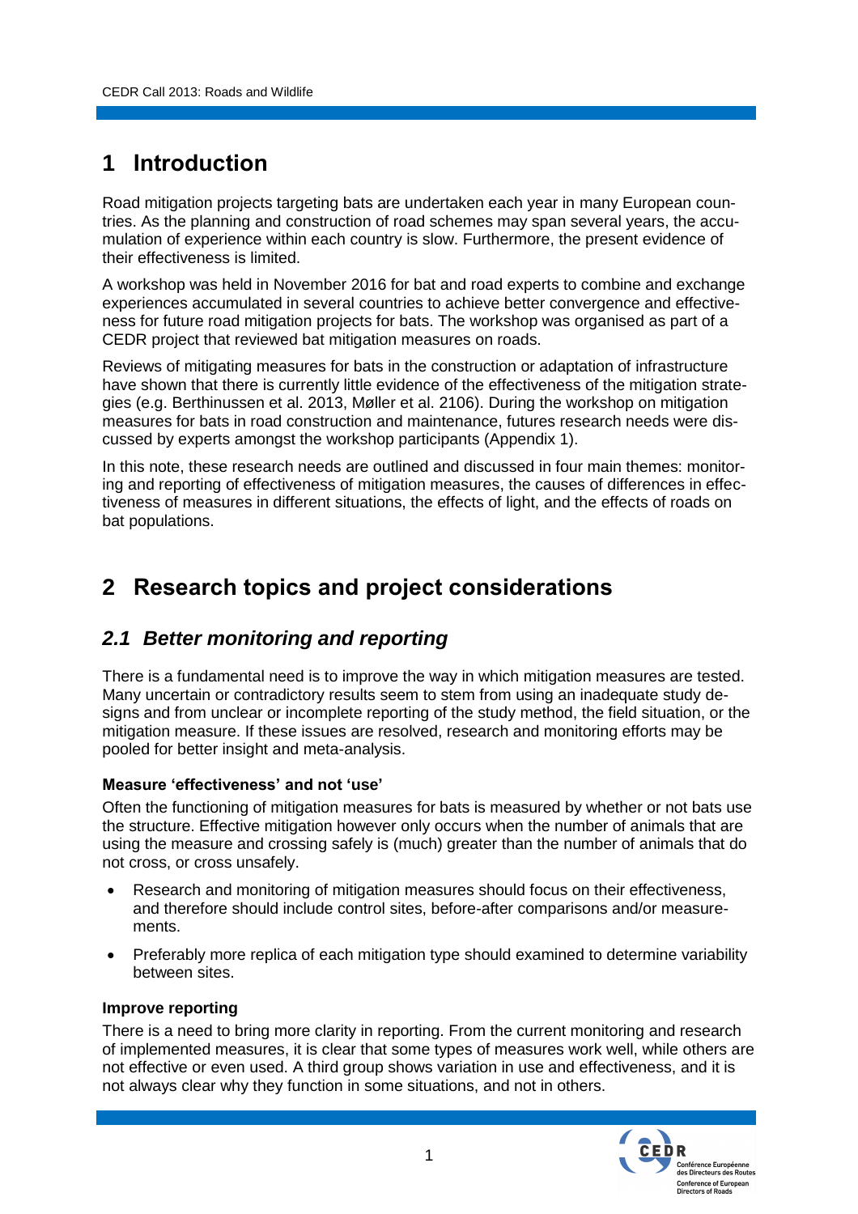# 1 Introduction

Road mitigation projects targeting bats are undertaken each year in many European countries. As the planning and construction of road schemes may span several years, the accumulation of experience within each country is slow. Furthermore, the present evidence of their effectiveness is limited.

A workshop was held in November 2016 for bat and road experts to combine and exchange experiences accumulated in several countries to achieve better convergence and effectiveness for future road mitigation projects for bats. The workshop was organised as part of a CEDR project that reviewed bat mitigation measures on roads.

Reviews of mitigating measures for bats in the construction or adaptation of infrastructure have shown that there is currently little evidence of the effectiveness of the mitigation strategies (e.g. Berthinussen et al. 2013, Møller et al. 2106). During the workshop on mitigation measures for bats in road construction and maintenance, futures research needs were discussed by experts amongst the workshop participants (Appendix 1).

In this note, these research needs are outlined and discussed in four main themes: monitoring and reporting of effectiveness of mitigation measures, the causes of differences in effectiveness of measures in different situations, the effects of light, and the effects of roads on bat populations.

# 2 Research topics and project considerations

## *2.1 Better monitoring and reporting*

There is a fundamental need is to improve the way in which mitigation measures are tested. Many uncertain or contradictory results seem to stem from using an inadequate study designs and from unclear or incomplete reporting of the study method, the field situation, or the mitigation measure. If these issues are resolved, research and monitoring efforts may be pooled for better insight and meta-analysis.

**Measure 'effectiveness' and not 'use'**

Often the functioning of mitigation measures for bats is measured by whether or not bats use the structure. Effective mitigation however only occurs when the number of animals that are using the measure and crossing safely is (much) greater than the number of animals that do not cross, or cross unsafely.

- Research and monitoring of mitigation measures should focus on their effectiveness, and therefore should include control sites, before-after comparisons and/or measurements.
- Preferably more replica of each mitigation type should examined to determine variability between sites.

**Improve reporting**

There is a need to bring more clarity in reporting. From the current monitoring and research of implemented measures, it is clear that some types of measures work well, while others are not effective or even used. A third group shows variation in use and effectiveness, and it is not always clear why they function in some situations, and not in others.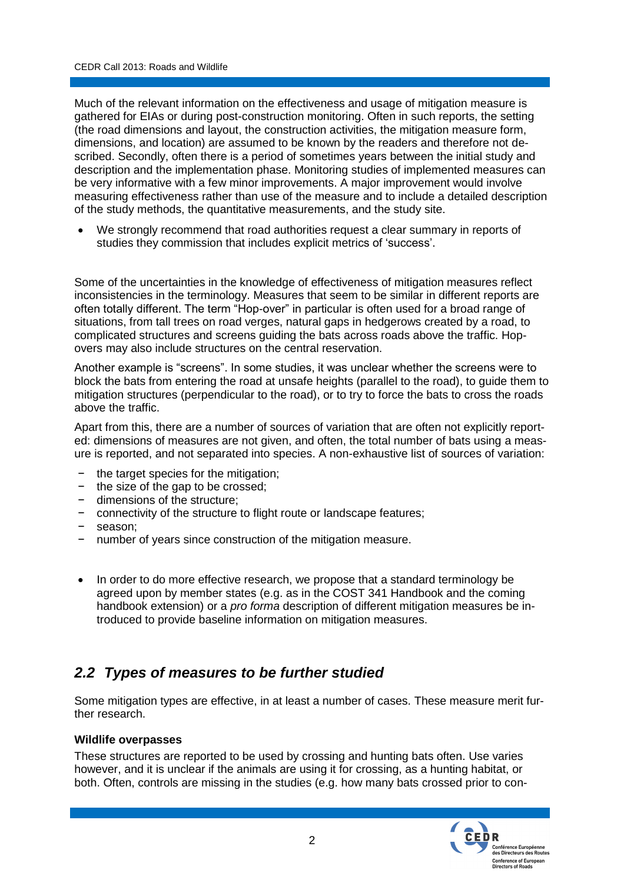Much of the relevant information on the effectiveness and usage of mitigation measure is gathered for EIAs or during post-construction monitoring. Often in such reports, the setting (the road dimensions and layout, the construction activities, the mitigation measure form, dimensions, and location) are assumed to be known by the readers and therefore not described. Secondly, often there is a period of sometimes years between the initial study and description and the implementation phase. Monitoring studies of implemented measures can be very informative with a few minor improvements. A major improvement would involve measuring effectiveness rather than use of the measure and to include a detailed description of the study methods, the quantitative measurements, and the study site.

- We strongly recommend that road authorities request a clear summary in reports of studies they commission that includes explicit metrics of 'success'.

Some of the uncertainties in the knowledge of effectiveness of mitigation measures reflect inconsistencies in the terminology. Measures that seem to be similar in different reports are often totally different. The term "Hop-over" in particular is often used for a broad range of situations, from tall trees on road verges, natural gaps in hedgerows created by a road, to complicated structures and screens guiding the bats across roads above the traffic. Hop-overs may also include structures on the central reservation.

Another example is "screens". In some studies, it was unclear whether the screens were to block the bats from entering the road at unsafe heights (parallel to the road), to guide them to mitigation structures (perpendicular to the road), or to try to force the bats to cross the roads above the traffic.

Apart from this, there are a number of sources of variation that are often not explicitly reported: dimensions of measures are not given, and often, the total number of bats using a measure is reported, and not separated into species. A non-exhaustive list of sources of variation:

- the target species for the mitigation;
- the size of the gap to be crossed;
- dimensions of the structure;
- connectivity of the structure to flight route or landscape features;
- season;
- number of years since construction of the mitigation measure.

- In order to do more effective research, we propose that a standard terminology be agreed upon by member states (e.g. as in the COST 341 Handbook and the coming handbook extension) or a *pro forma* description of different mitigation measures be introduced to provide baseline information on mitigation measures.

## *2.2 Types of measures to be further studied*

Some mitigation types are effective, in at least a number of cases. These measure merit further research.

**Wildlife overpasses**

These structures are reported to be used by crossing and hunting bats often. Use varies however, and it is unclear if the animals are using it for crossing, as a hunting habitat, or both. Often, controls are missing in the studies (e.g. how many bats crossed prior to con-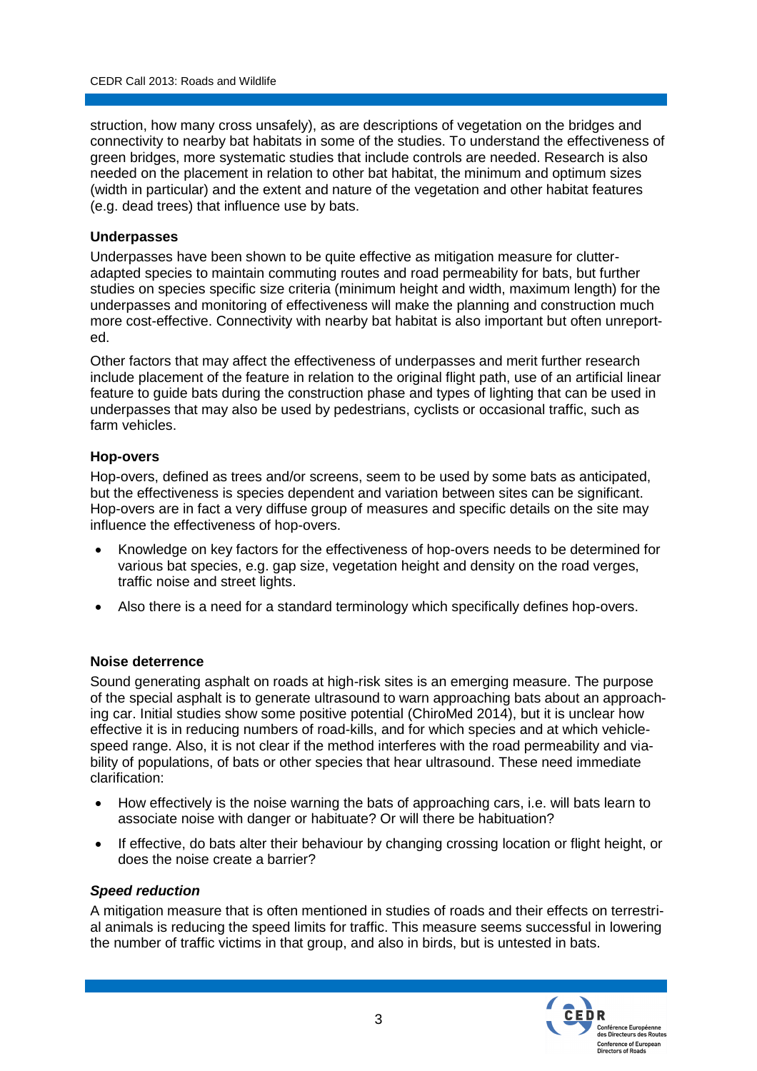struction, how many cross unsafely), as are descriptions of vegetation on the bridges and connectivity to nearby bat habitats in some of the studies. To understand the effectiveness of green bridges, more systematic studies that include controls are needed. Research is also needed on the placement in relation to other bat habitat, the minimum and optimum sizes (width in particular) and the extent and nature of the vegetation and other habitat features (e.g. dead trees) that influence use by bats.

**Underpasses**

Underpasses have been shown to be quite effective as mitigation measure for clutter-adapted species to maintain commuting routes and road permeability for bats, but further studies on species specific size criteria (minimum height and width, maximum length) for the underpasses and monitoring of effectiveness will make the planning and construction much more cost-effective. Connectivity with nearby bat habitat is also important but often unreported.

Other factors that may affect the effectiveness of underpasses and merit further research include placement of the feature in relation to the original flight path, use of an artificial linear feature to guide bats during the construction phase and types of lighting that can be used in underpasses that may also be used by pedestrians, cyclists or occasional traffic, such as farm vehicles.

**Hop-overs**

Hop-overs, defined as trees and/or screens, seem to be used by some bats as anticipated, but the effectiveness is species dependent and variation between sites can be significant. Hop-overs are in fact a very diffuse group of measures and specific details on the site may influence the effectiveness of hop-overs.

- Knowledge on key factors for the effectiveness of hop-overs needs to be determined for various bat species, e.g. gap size, vegetation height and density on the road verges, traffic noise and street lights.
- Also there is a need for a standard terminology which specifically defines hop-overs.

**Noise deterrence**

Sound generating asphalt on roads at high-risk sites is an emerging measure. The purpose of the special asphalt is to generate ultrasound to warn approaching bats about an approaching car. Initial studies show some positive potential (ChiroMed 2014), but it is unclear how effective it is in reducing numbers of road-kills, and for which species and at which vehicle-speed range. Also, it is not clear if the method interferes with the road permeability and viability of populations, of bats or other species that hear ultrasound. These need immediate clarification:

- How effectively is the noise warning the bats of approaching cars, i.e. will bats learn to associate noise with danger or habituate? Or will there be habituation?
- If effective, do bats alter their behaviour by changing crossing location or flight height, or does the noise create a barrier?

***Speed reduction***

A mitigation measure that is often mentioned in studies of roads and their effects on terrestrial animals is reducing the speed limits for traffic. This measure seems successful in lowering the number of traffic victims in that group, and also in birds, but is untested in bats.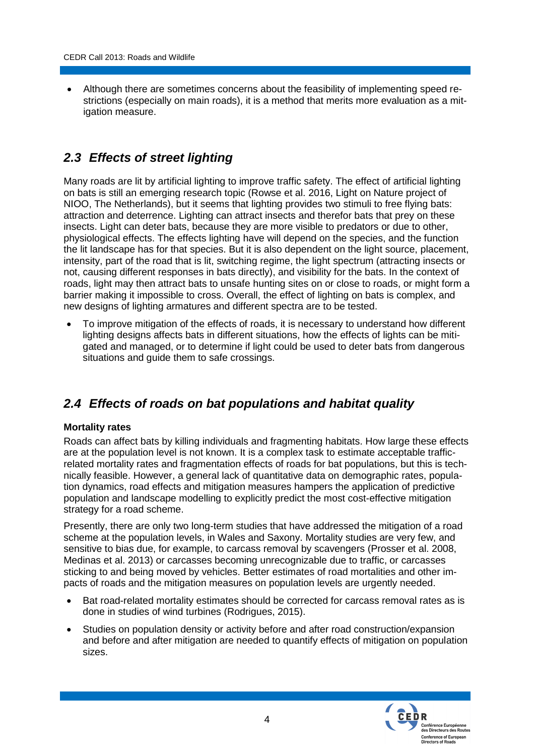- Although there are sometimes concerns about the feasibility of implementing speed restrictions (especially on main roads), it is a method that merits more evaluation as a mitigation measure.

## *2.3 Effects of street lighting*

Many roads are lit by artificial lighting to improve traffic safety. The effect of artificial lighting on bats is still an emerging research topic (Rowse et al. 2016, Light on Nature project of NIOO, The Netherlands), but it seems that lighting provides two stimuli to free flying bats: attraction and deterrence. Lighting can attract insects and therefor bats that prey on these insects. Light can deter bats, because they are more visible to predators or due to other, physiological effects. The effects lighting have will depend on the species, and the function the lit landscape has for that species. But it is also dependent on the light source, placement, intensity, part of the road that is lit, switching regime, the light spectrum (attracting insects or not, causing different responses in bats directly), and visibility for the bats. In the context of roads, light may then attract bats to unsafe hunting sites on or close to roads, or might form a barrier making it impossible to cross. Overall, the effect of lighting on bats is complex, and new designs of lighting armatures and different spectra are to be tested.

- To improve mitigation of the effects of roads, it is necessary to understand how different lighting designs affects bats in different situations, how the effects of lights can be mitigated and managed, or to determine if light could be used to deter bats from dangerous situations and guide them to safe crossings.

## *2.4 Effects of roads on bat populations and habitat quality*

**Mortality rates**

Roads can affect bats by killing individuals and fragmenting habitats. How large these effects are at the population level is not known. It is a complex task to estimate acceptable traffic-related mortality rates and fragmentation effects of roads for bat populations, but this is technically feasible. However, a general lack of quantitative data on demographic rates, population dynamics, road effects and mitigation measures hampers the application of predictive population and landscape modelling to explicitly predict the most cost-effective mitigation strategy for a road scheme.

Presently, there are only two long-term studies that have addressed the mitigation of a road scheme at the population levels, in Wales and Saxony. Mortality studies are very few, and sensitive to bias due, for example, to carcass removal by scavengers (Prosser et al. 2008, Medinas et al. 2013) or carcasses becoming unrecognizable due to traffic, or carcasses sticking to and being moved by vehicles. Better estimates of road mortalities and other impacts of roads and the mitigation measures on population levels are urgently needed.

- Bat road-related mortality estimates should be corrected for carcass removal rates as is done in studies of wind turbines (Rodrigues, 2015).
- Studies on population density or activity before and after road construction/expansion and before and after mitigation are needed to quantify effects of mitigation on population sizes.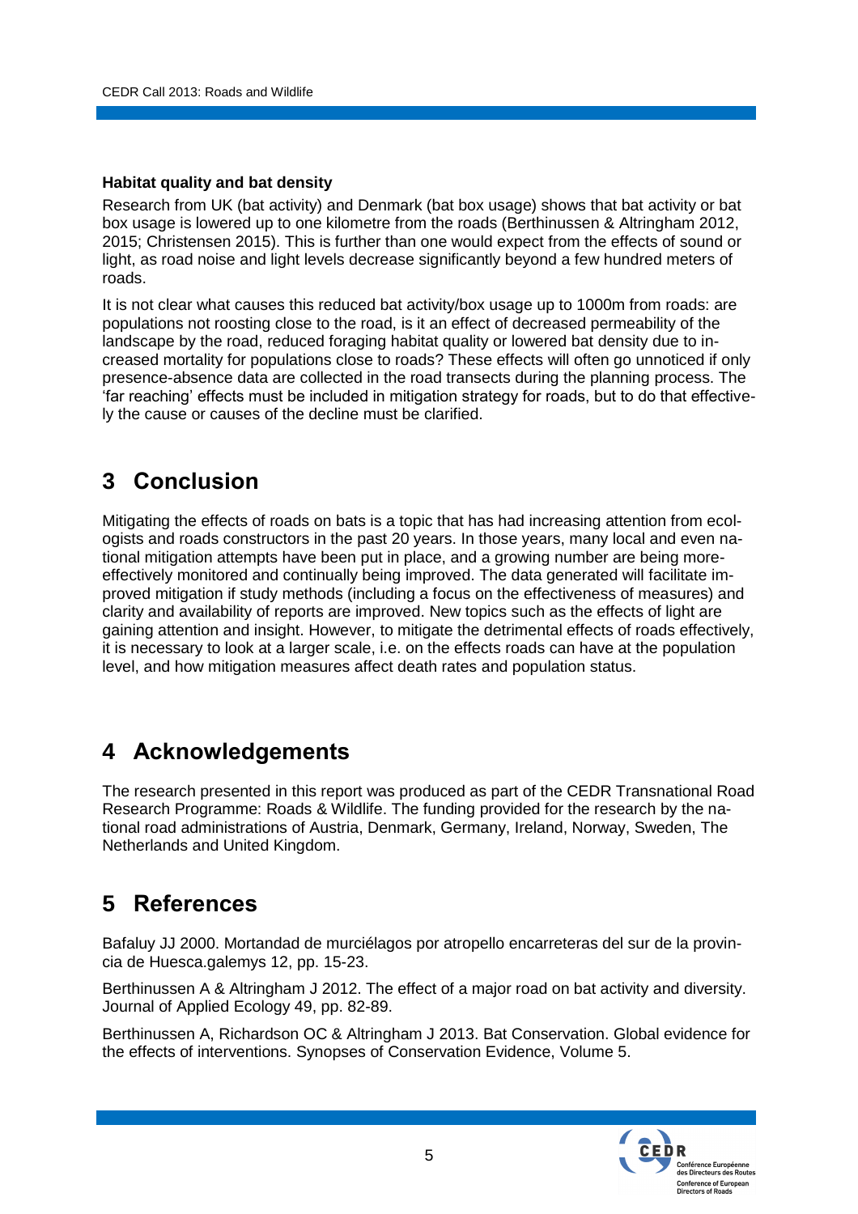**Habitat quality and bat density**

Research from UK (bat activity) and Denmark (bat box usage) shows that bat activity or bat box usage is lowered up to one kilometre from the roads (Berthinussen & Altringham 2012, 2015; Christensen 2015). This is further than one would expect from the effects of sound or light, as road noise and light levels decrease significantly beyond a few hundred meters of roads.

It is not clear what causes this reduced bat activity/box usage up to 1000m from roads: are populations not roosting close to the road, is it an effect of decreased permeability of the landscape by the road, reduced foraging habitat quality or lowered bat density due to increased mortality for populations close to roads? These effects will often go unnoticed if only presence-absence data are collected in the road transects during the planning process. The 'far reaching' effects must be included in mitigation strategy for roads, but to do that effectively the cause or causes of the decline must be clarified.

# 3 Conclusion

Mitigating the effects of roads on bats is a topic that has had increasing attention from ecologists and roads constructors in the past 20 years. In those years, many local and even national mitigation attempts have been put in place, and a growing number are being more-effectively monitored and continually being improved. The data generated will facilitate improved mitigation if study methods (including a focus on the effectiveness of measures) and clarity and availability of reports are improved. New topics such as the effects of light are gaining attention and insight. However, to mitigate the detrimental effects of roads effectively, it is necessary to look at a larger scale, i.e. on the effects roads can have at the population level, and how mitigation measures affect death rates and population status.

# 4 Acknowledgements

The research presented in this report was produced as part of the CEDR Transnational Road Research Programme: Roads & Wildlife. The funding provided for the research by the national road administrations of Austria, Denmark, Germany, Ireland, Norway, Sweden, The Netherlands and United Kingdom.

# 5 References

Bafaluy JJ 2000. Mortandad de murciélagos por atropello encarreteras del sur de la provincia de Huesca.galemys 12, pp. 15-23.

Berthinussen A & Altringham J 2012. The effect of a major road on bat activity and diversity. Journal of Applied Ecology 49, pp. 82-89.

Berthinussen A, Richardson OC & Altringham J 2013. Bat Conservation. Global evidence for the effects of interventions. Synopses of Conservation Evidence, Volume 5.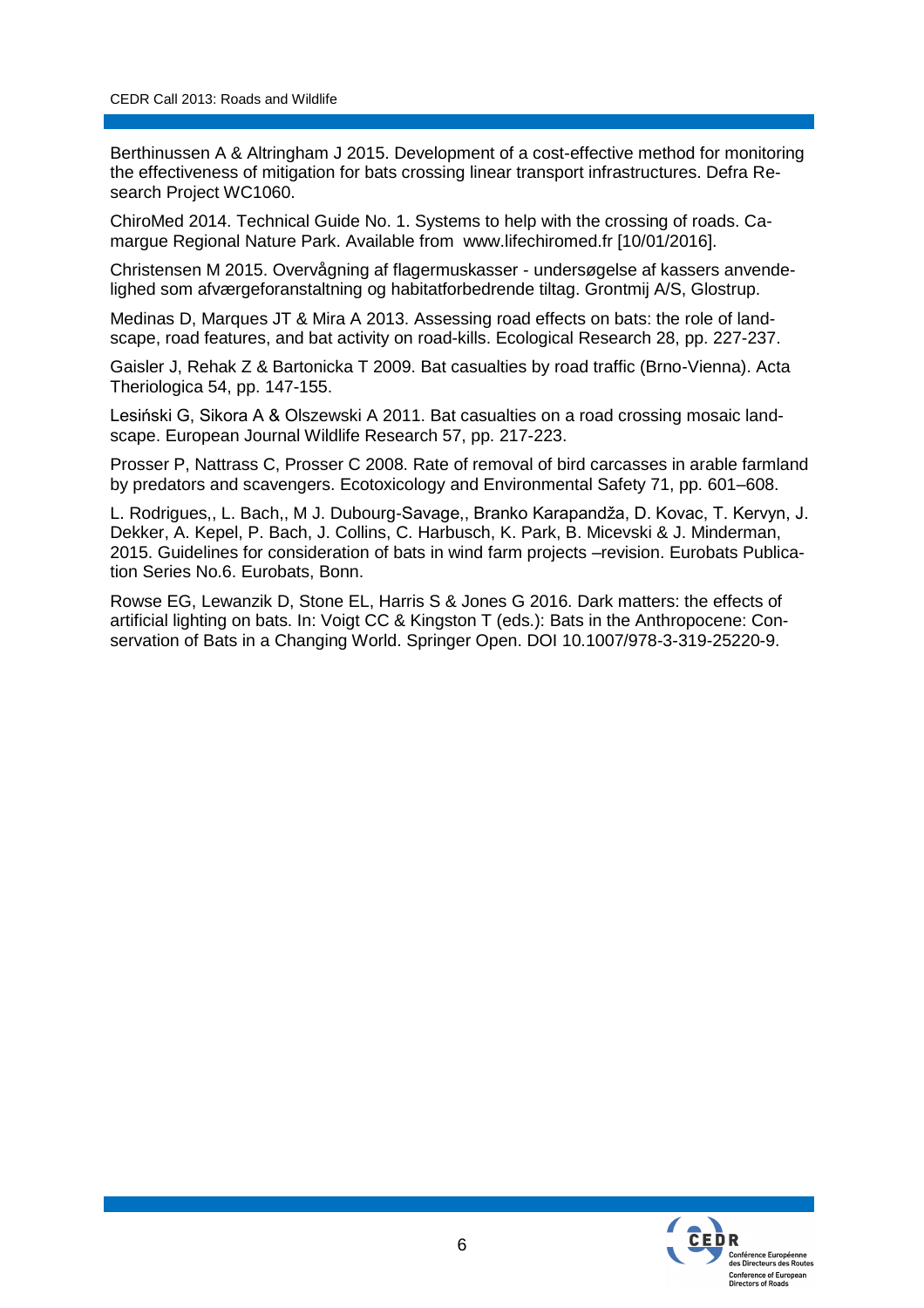Berthinussen A & Altringham J 2015. Development of a cost-effective method for monitoring the effectiveness of mitigation for bats crossing linear transport infrastructures. Defra Research Project WC1060.

ChiroMed 2014. Technical Guide No. 1. Systems to help with the crossing of roads. Camargue Regional Nature Park. Available from www.lifechiromed.fr [10/01/2016].

Christensen M 2015. Overvågning af flagermuskasser - undersøgelse af kassers anvendelighed som afværgeforanstaltning og habitatforbedrende tiltag. Grontmij A/S, Glostrup.

Medinas D, Marques JT & Mira A 2013. Assessing road effects on bats: the role of landscape, road features, and bat activity on road-kills. Ecological Research 28, pp. 227-237.

Gaisler J, Rehak Z & Bartonicka T 2009. Bat casualties by road traffic (Brno-Vienna). Acta Theriologica 54, pp. 147-155.

Lesiński G, Sikora A & Olszewski A 2011. Bat casualties on a road crossing mosaic landscape. European Journal Wildlife Research 57, pp. 217-223.

Prosser P, Nattrass C, Prosser C 2008. Rate of removal of bird carcasses in arable farmland by predators and scavengers. Ecotoxicology and Environmental Safety 71, pp. 601–608.

L. Rodrigues,, L. Bach,, M J. Dubourg-Savage,, Branko Karapandža, D. Kovac, T. Kervyn, J. Dekker, A. Kepel, P. Bach, J. Collins, C. Harbusch, K. Park, B. Micevski & J. Minderman, 2015. Guidelines for consideration of bats in wind farm projects –revision. Eurobats Publication Series No.6. Eurobats, Bonn.

Rowse EG, Lewanzik D, Stone EL, Harris S & Jones G 2016. Dark matters: the effects of artificial lighting on bats. In: Voigt CC & Kingston T (eds.): Bats in the Anthropocene: Conservation of Bats in a Changing World. Springer Open. DOI 10.1007/978-3-319-25220-9.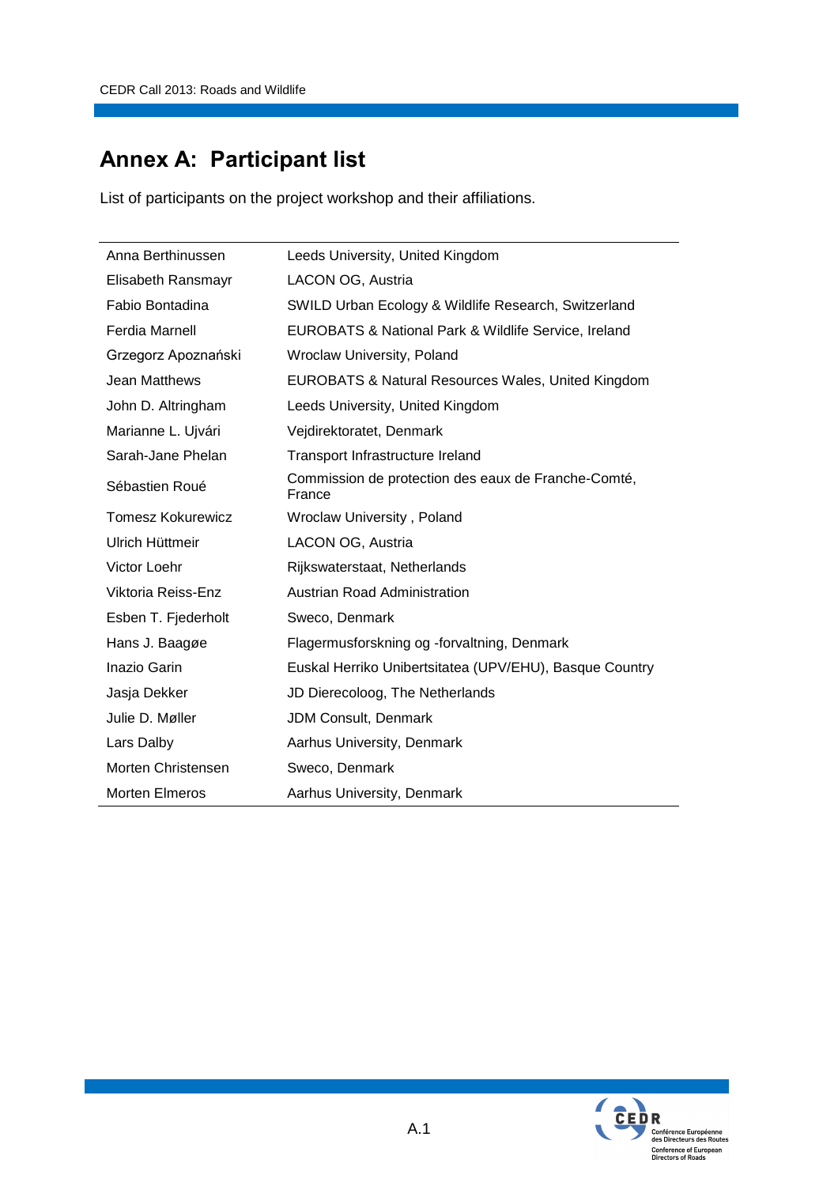# Annex A: Participant list

List of participants on the project workshop and their affiliations.

| | |
|---|---|
| Anna Berthinussen | Leeds University, United Kingdom |
| Elisabeth Ransmayr | LACON OG, Austria |
| Fabio Bontadina | SWILD Urban Ecology & Wildlife Research, Switzerland |
| Ferdia Marnell | EUROBATS & National Park & Wildlife Service, Ireland |
| Grzegorz Apoznański | Wroclaw University, Poland |
| Jean Matthews | EUROBATS & Natural Resources Wales, United Kingdom |
| John D. Altringham | Leeds University, United Kingdom |
| Marianne L. Ujvári | Vejdirektoratet, Denmark |
| Sarah-Jane Phelan | Transport Infrastructure Ireland |
| Sébastien Roué | Commission de protection des eaux de Franche-Comté, France |
| Tomesz Kokurewicz | Wroclaw University , Poland |
| Ulrich Hüttmeir | LACON OG, Austria |
| Victor Loehr | Rijkswaterstaat, Netherlands |
| Viktoria Reiss-Enz | Austrian Road Administration |
| Esben T. Fjederholt | Sweco, Denmark |
| Hans J. Baagøe | Flagermusforskning og -forvaltning, Denmark |
| Inazio Garin | Euskal Herriko Unibertsitatea (UPV/EHU), Basque Country |
| Jasja Dekker | JD Dierecoloog, The Netherlands |
| Julie D. Møller | JDM Consult, Denmark |
| Lars Dalby | Aarhus University, Denmark |
| Morten Christensen | Sweco, Denmark |
| Morten Elmeros | Aarhus University, Denmark |